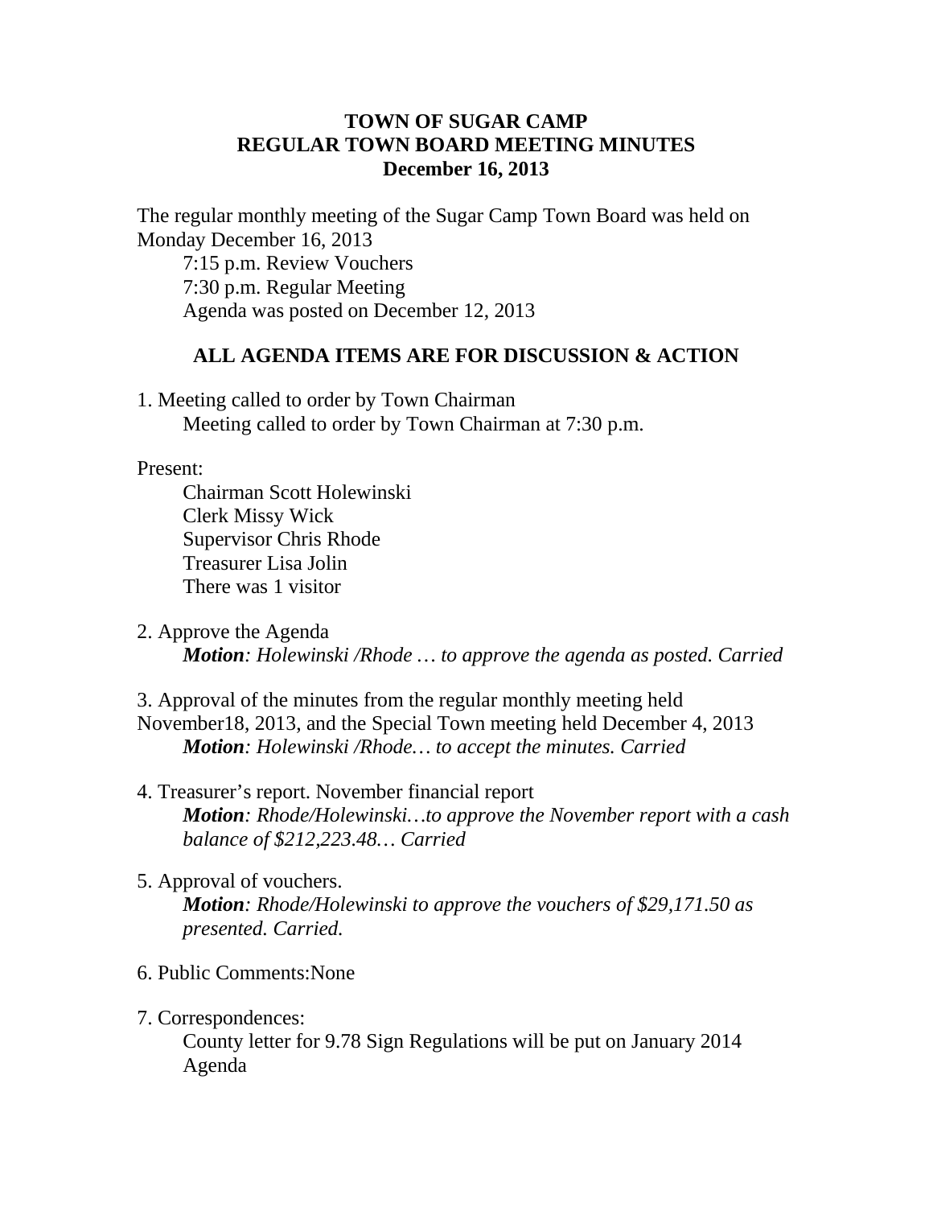**TOWN OF SUGAR CAMP**
**REGULAR TOWN BOARD MEETING MINUTES**
**December 16, 2013**

The regular monthly meeting of the Sugar Camp Town Board was held on Monday December 16, 2013

7:15 p.m. Review Vouchers
7:30 p.m. Regular Meeting
Agenda was posted on December 12, 2013

**ALL AGENDA ITEMS ARE FOR DISCUSSION & ACTION**

1. Meeting called to order by Town Chairman
   Meeting called to order by Town Chairman at 7:30 p.m.

Present:

Chairman Scott Holewinski
Clerk Missy Wick
Supervisor Chris Rhode
Treasurer Lisa Jolin
There was 1 visitor

2. Approve the Agenda
   ***Motion****: Holewinski /Rhode … to approve the agenda as posted. Carried*

3. Approval of the minutes from the regular monthly meeting held November18, 2013, and the Special Town meeting held December 4, 2013
   ***Motion****: Holewinski /Rhode… to accept the minutes. Carried*

4. Treasurer's report. November financial report
   ***Motion****: Rhode/Holewinski…to approve the November report with a cash balance of $212,223.48… Carried*

5. Approval of vouchers.
   ***Motion****: Rhode/Holewinski to approve the vouchers of $29,171.50 as presented. Carried.*

6. Public Comments:None

7. Correspondences:
   County letter for 9.78 Sign Regulations will be put on January 2014 Agenda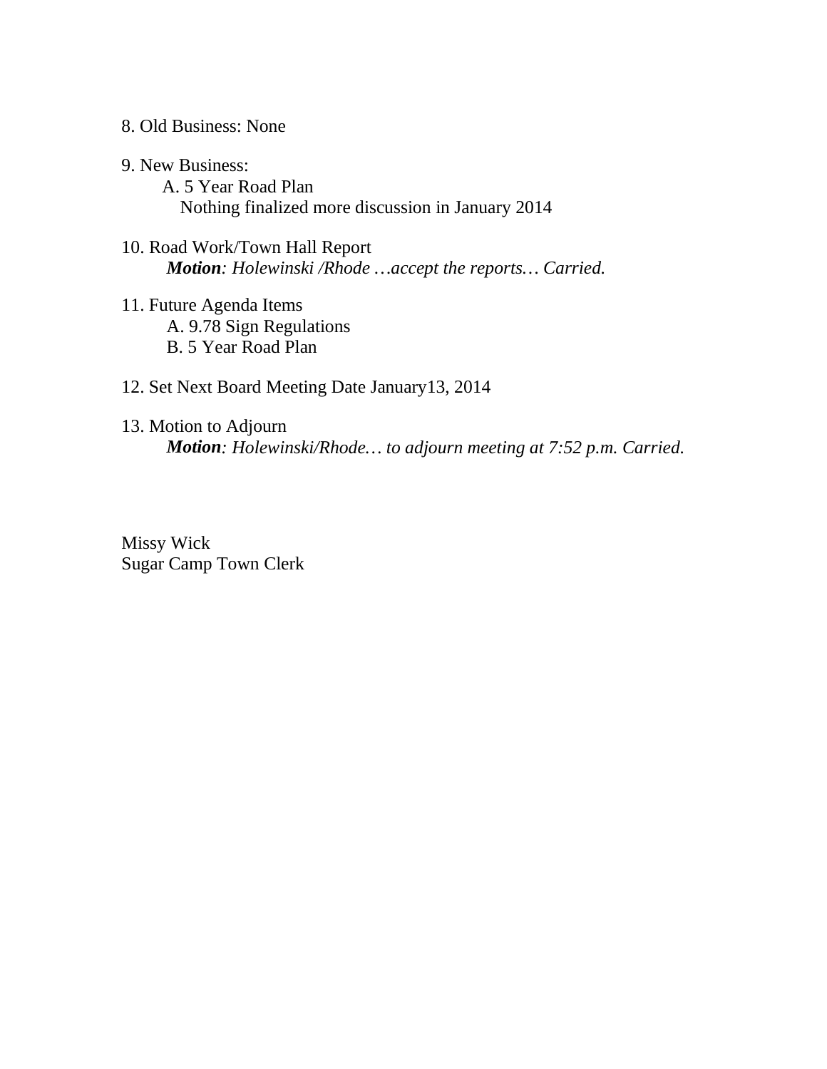8. Old Business: None

9. New Business:

   A. 5 Year Road Plan

   Nothing finalized more discussion in January 2014

10. Road Work/Town Hall Report

    ***Motion**: Holewinski /Rhode …accept the reports… Carried.*

11. Future Agenda Items

    A. 9.78 Sign Regulations

    B. 5 Year Road Plan

12. Set Next Board Meeting Date January13, 2014

13. Motion to Adjourn

    ***Motion**: Holewinski/Rhode… to adjourn meeting at 7:52 p.m. Carried.*

Missy Wick
Sugar Camp Town Clerk